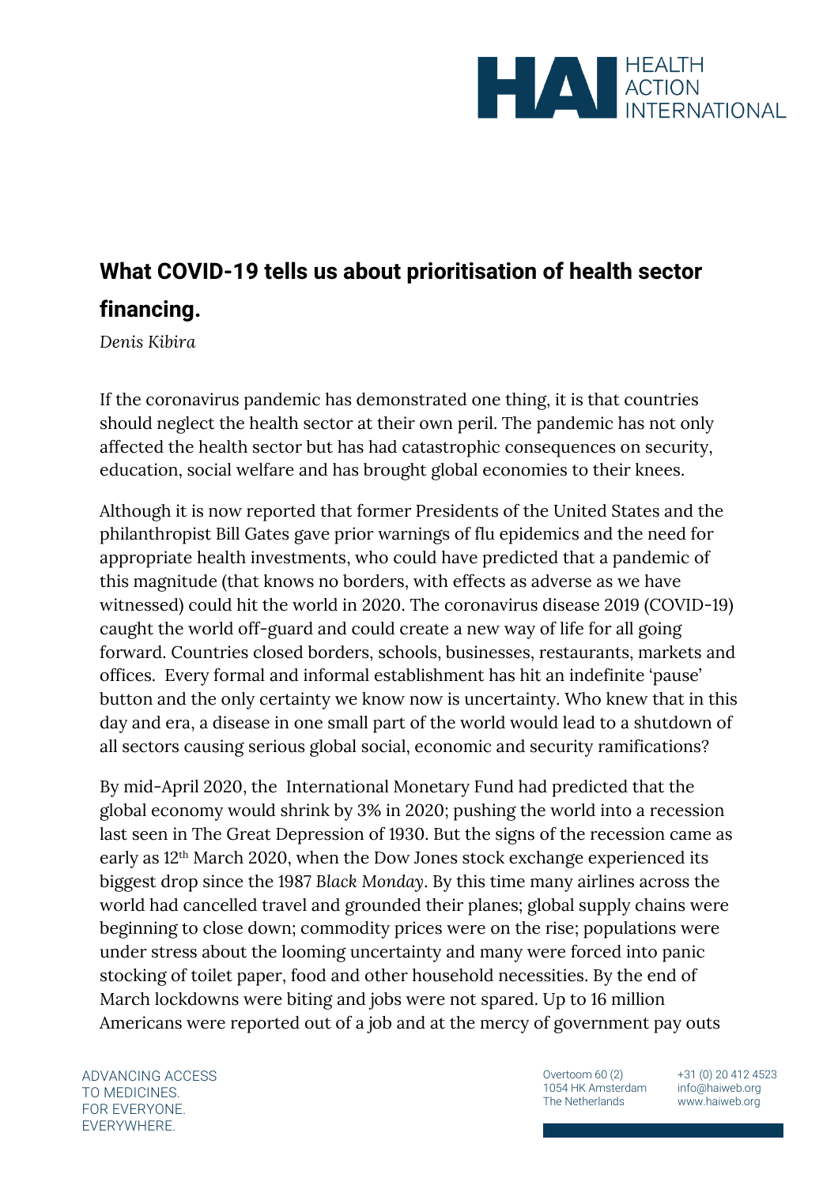# What COVID-19 tells us about prioritisation of health sector financing.

*Denis Kibira*

If the coronavirus pandemic has demonstrated one thing, it is that countries should neglect the health sector at their own peril. The pandemic has not only affected the health sector but has had catastrophic consequences on security, education, social welfare and has brought global economies to their knees.

Although it is now reported that former Presidents of the United States and the philanthropist Bill Gates gave prior warnings of flu epidemics and the need for appropriate health investments, who could have predicted that a pandemic of this magnitude (that knows no borders, with effects as adverse as we have witnessed) could hit the world in 2020. The coronavirus disease 2019 (COVID-19) caught the world off-guard and could create a new way of life for all going forward. Countries closed borders, schools, businesses, restaurants, markets and offices. Every formal and informal establishment has hit an indefinite 'pause' button and the only certainty we know now is uncertainty. Who knew that in this day and era, a disease in one small part of the world would lead to a shutdown of all sectors causing serious global social, economic and security ramifications?

By mid-April 2020, the International Monetary Fund had predicted that the global economy would shrink by 3% in 2020; pushing the world into a recession last seen in The Great Depression of 1930. But the signs of the recession came as early as 12th March 2020, when the Dow Jones stock exchange experienced its biggest drop since the 1987 *Black Monday*. By this time many airlines across the world had cancelled travel and grounded their planes; global supply chains were beginning to close down; commodity prices were on the rise; populations were under stress about the looming uncertainty and many were forced into panic stocking of toilet paper, food and other household necessities. By the end of March lockdowns were biting and jobs were not spared. Up to 16 million Americans were reported out of a job and at the mercy of government pay outs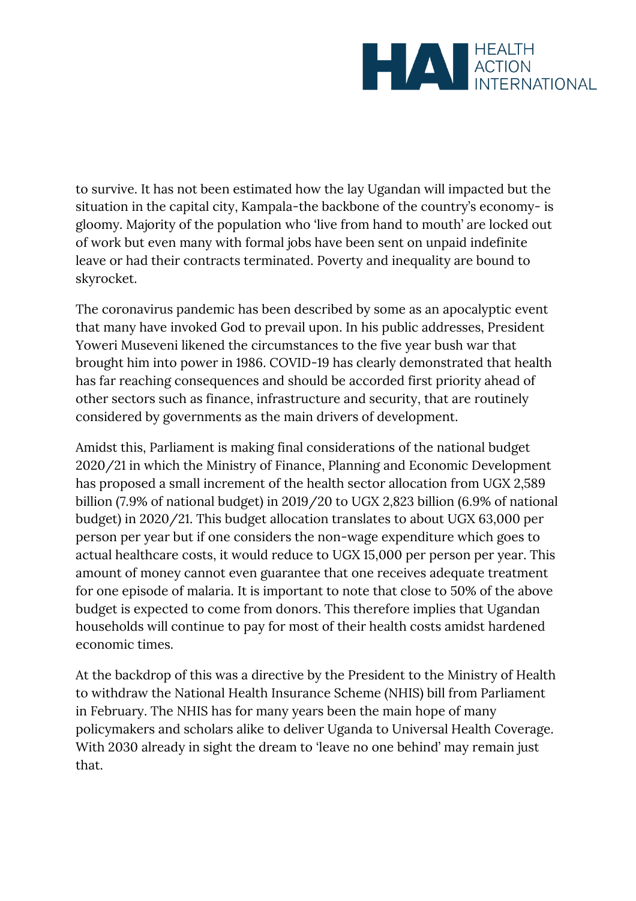to survive. It has not been estimated how the lay Ugandan will impacted but the situation in the capital city, Kampala-the backbone of the country's economy- is gloomy. Majority of the population who 'live from hand to mouth' are locked out of work but even many with formal jobs have been sent on unpaid indefinite leave or had their contracts terminated. Poverty and inequality are bound to skyrocket.

The coronavirus pandemic has been described by some as an apocalyptic event that many have invoked God to prevail upon. In his public addresses, President Yoweri Museveni likened the circumstances to the five year bush war that brought him into power in 1986. COVID-19 has clearly demonstrated that health has far reaching consequences and should be accorded first priority ahead of other sectors such as finance, infrastructure and security, that are routinely considered by governments as the main drivers of development.

Amidst this, Parliament is making final considerations of the national budget 2020/21 in which the Ministry of Finance, Planning and Economic Development has proposed a small increment of the health sector allocation from UGX 2,589 billion (7.9% of national budget) in 2019/20 to UGX 2,823 billion (6.9% of national budget) in 2020/21. This budget allocation translates to about UGX 63,000 per person per year but if one considers the non-wage expenditure which goes to actual healthcare costs, it would reduce to UGX 15,000 per person per year. This amount of money cannot even guarantee that one receives adequate treatment for one episode of malaria. It is important to note that close to 50% of the above budget is expected to come from donors. This therefore implies that Ugandan households will continue to pay for most of their health costs amidst hardened economic times.

At the backdrop of this was a directive by the President to the Ministry of Health to withdraw the National Health Insurance Scheme (NHIS) bill from Parliament in February. The NHIS has for many years been the main hope of many policymakers and scholars alike to deliver Uganda to Universal Health Coverage. With 2030 already in sight the dream to 'leave no one behind' may remain just that.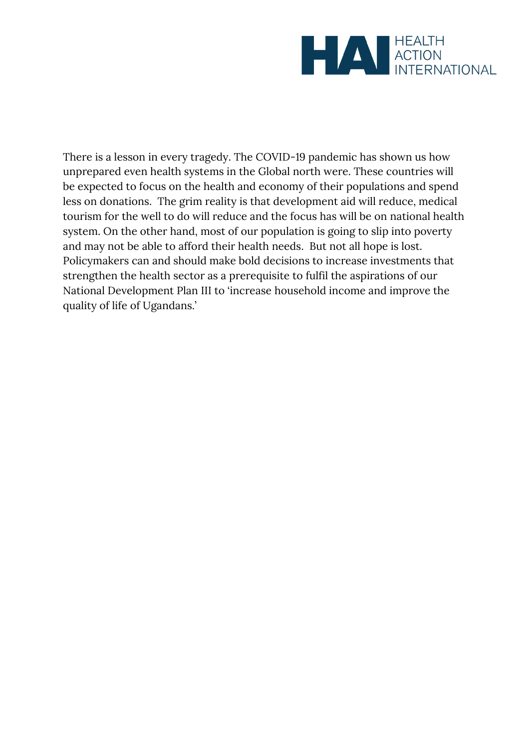There is a lesson in every tragedy. The COVID-19 pandemic has shown us how unprepared even health systems in the Global north were. These countries will be expected to focus on the health and economy of their populations and spend less on donations. The grim reality is that development aid will reduce, medical tourism for the well to do will reduce and the focus has will be on national health system. On the other hand, most of our population is going to slip into poverty and may not be able to afford their health needs. But not all hope is lost. Policymakers can and should make bold decisions to increase investments that strengthen the health sector as a prerequisite to fulfil the aspirations of our National Development Plan III to 'increase household income and improve the quality of life of Ugandans.'